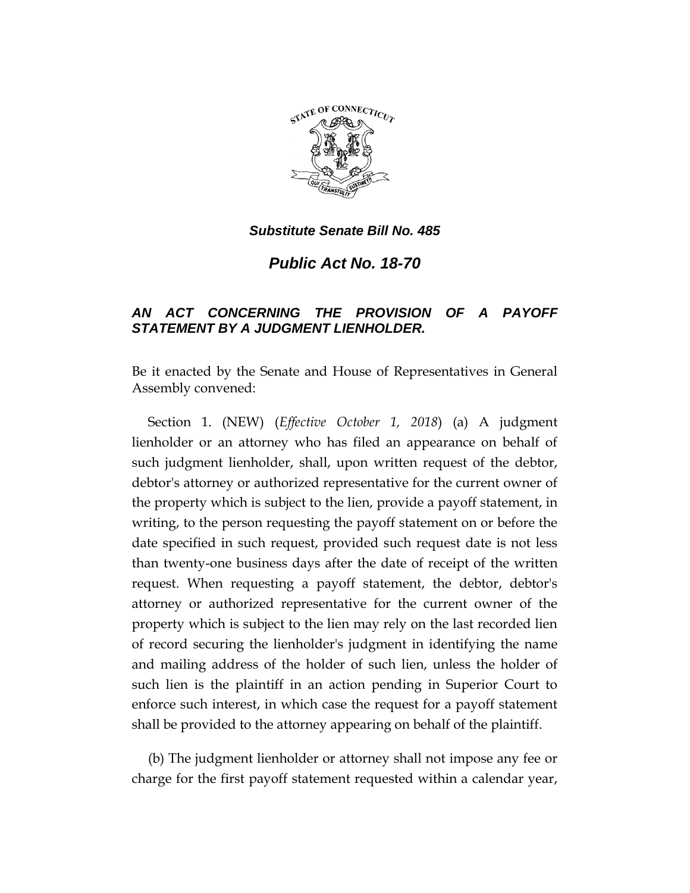***Substitute Senate Bill No. 485***

# *Public Act No. 18-70*

## *AN ACT CONCERNING THE PROVISION OF A PAYOFF STATEMENT BY A JUDGMENT LIENHOLDER.*

Be it enacted by the Senate and House of Representatives in General Assembly convened:

Section 1. (NEW) (*Effective October 1, 2018*) (a) A judgment lienholder or an attorney who has filed an appearance on behalf of such judgment lienholder, shall, upon written request of the debtor, debtor's attorney or authorized representative for the current owner of the property which is subject to the lien, provide a payoff statement, in writing, to the person requesting the payoff statement on or before the date specified in such request, provided such request date is not less than twenty-one business days after the date of receipt of the written request. When requesting a payoff statement, the debtor, debtor's attorney or authorized representative for the current owner of the property which is subject to the lien may rely on the last recorded lien of record securing the lienholder's judgment in identifying the name and mailing address of the holder of such lien, unless the holder of such lien is the plaintiff in an action pending in Superior Court to enforce such interest, in which case the request for a payoff statement shall be provided to the attorney appearing on behalf of the plaintiff.

(b) The judgment lienholder or attorney shall not impose any fee or charge for the first payoff statement requested within a calendar year,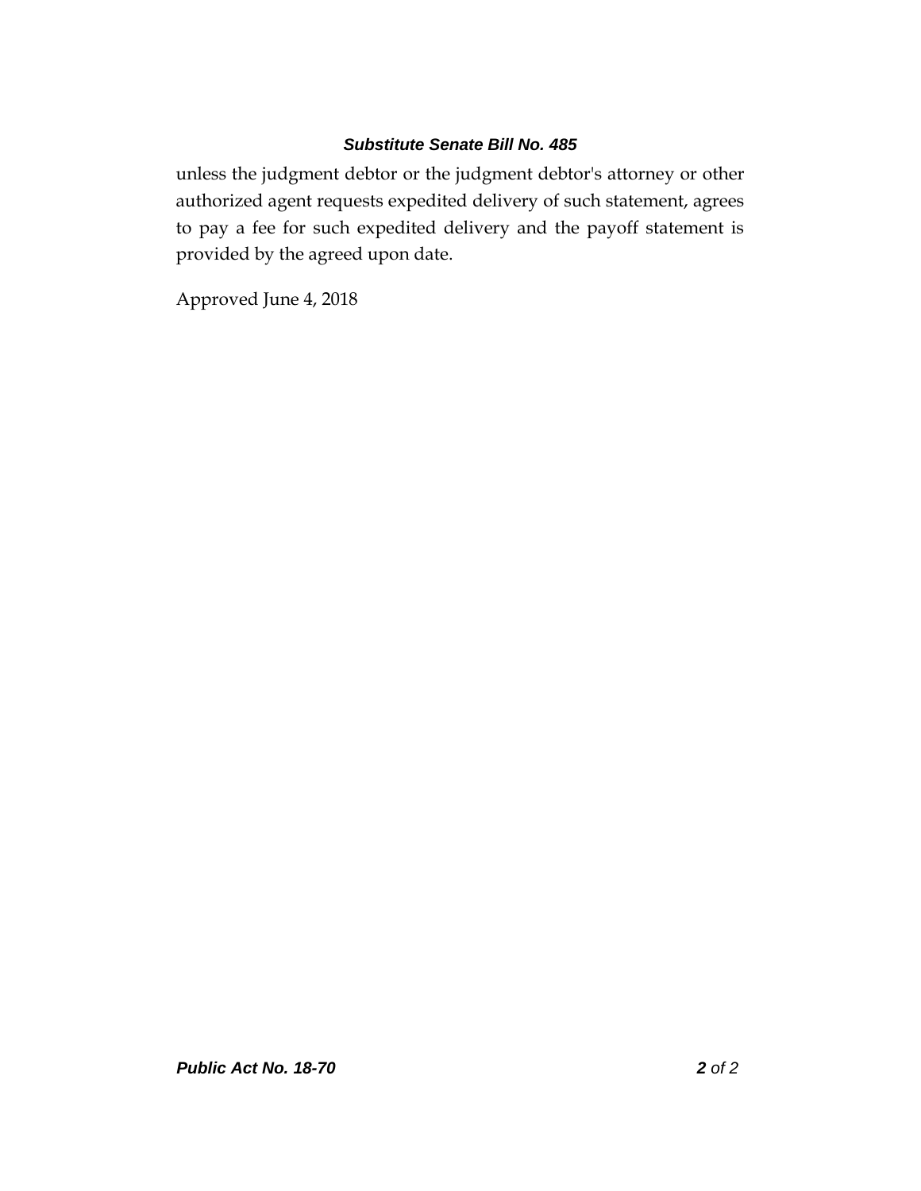unless the judgment debtor or the judgment debtor's attorney or other authorized agent requests expedited delivery of such statement, agrees to pay a fee for such expedited delivery and the payoff statement is provided by the agreed upon date.

Approved June 4, 2018